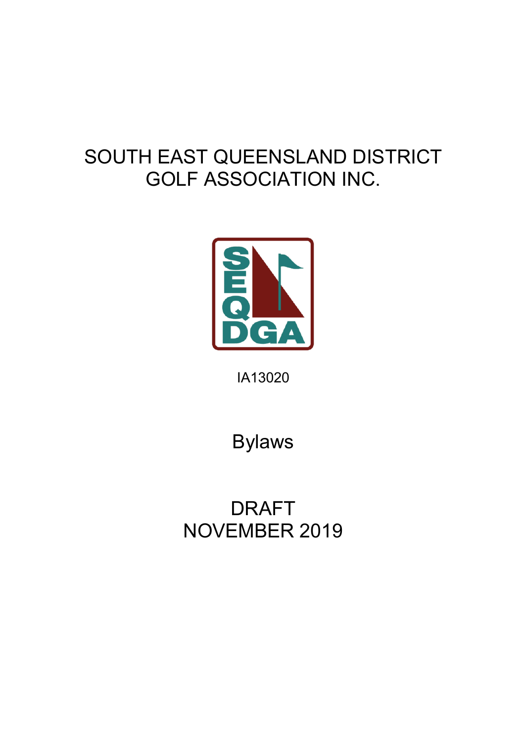# SOUTH EAST QUEENSLAND DISTRICT GOLF ASSOCIATION INC.

IA13020

## Bylaws

DRAFT
NOVEMBER 2019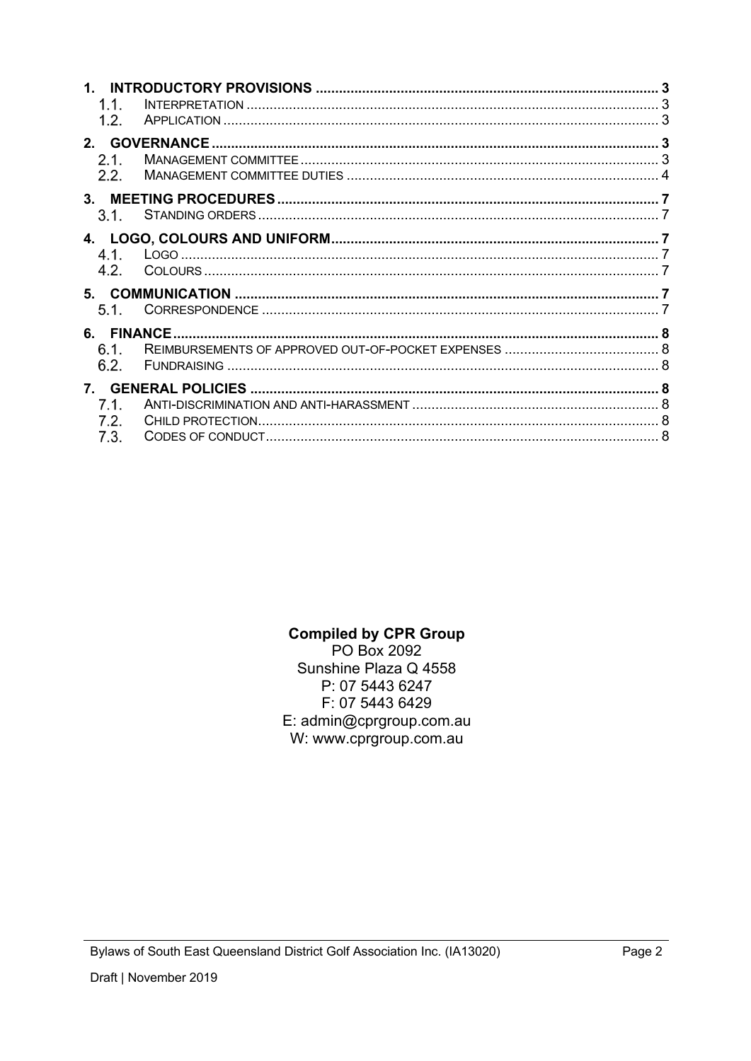1. **INTRODUCTORY PROVISIONS** ..... 3
   - 1.1. Interpretation ..... 3
   - 1.2. Application ..... 3
2. **GOVERNANCE** ..... 3
   - 2.1. Management committee ..... 3
   - 2.2. Management committee duties ..... 4
3. **MEETING PROCEDURES** ..... 7
   - 3.1. Standing orders ..... 7
4. **LOGO, COLOURS AND UNIFORM** ..... 7
   - 4.1. Logo ..... 7
   - 4.2. Colours ..... 7
5. **COMMUNICATION** ..... 7
   - 5.1. Correspondence ..... 7
6. **FINANCE** ..... 8
   - 6.1. Reimbursements of approved out-of-pocket expenses ..... 8
   - 6.2. Fundraising ..... 8
7. **GENERAL POLICIES** ..... 8
   - 7.1. Anti-discrimination and anti-harassment ..... 8
   - 7.2. Child protection ..... 8
   - 7.3. Codes of conduct ..... 8

**Compiled by CPR Group**
PO Box 2092
Sunshine Plaza Q 4558
P: 07 5443 6247
F: 07 5443 6429
E: admin@cprgroup.com.au
W: www.cprgroup.com.au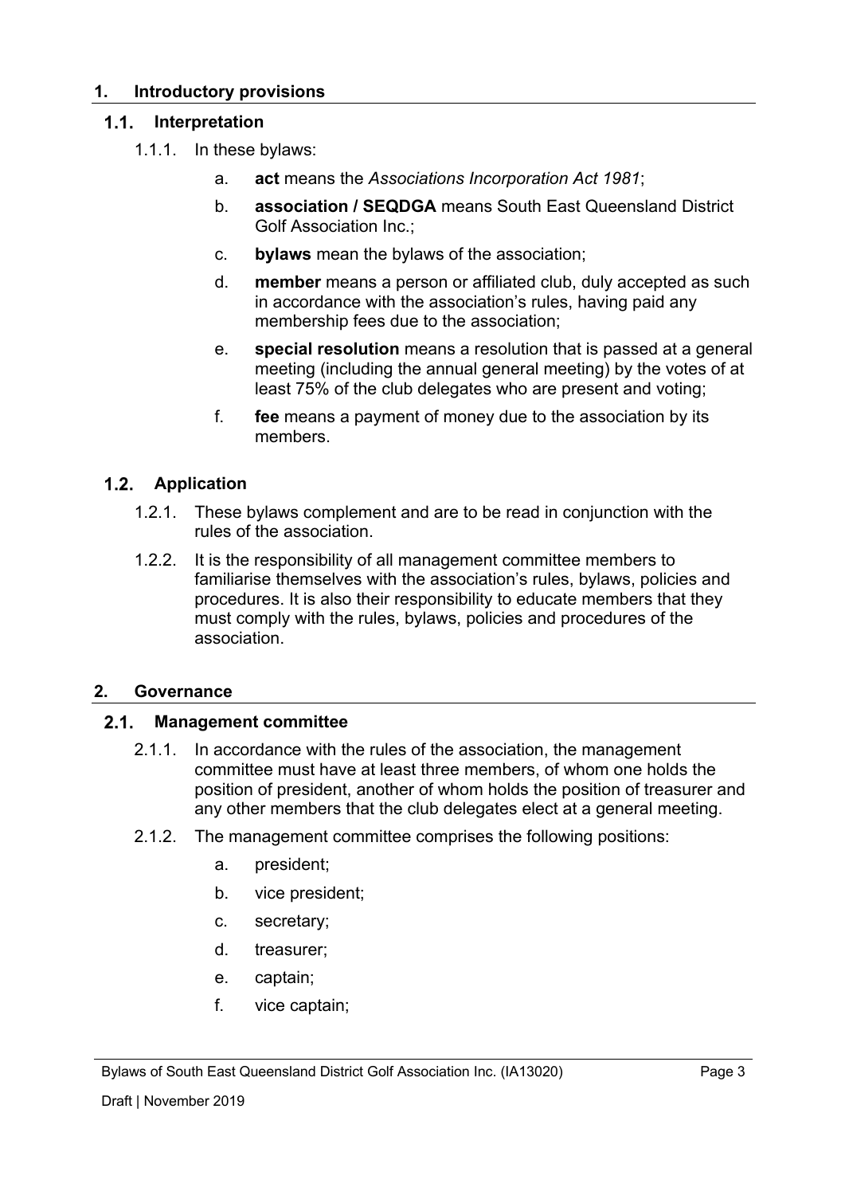## 1. Introductory provisions

### 1.1. Interpretation

1.1.1. In these bylaws:

a. **act** means the *Associations Incorporation Act 1981*;

b. **association / SEQDGA** means South East Queensland District Golf Association Inc.;

c. **bylaws** mean the bylaws of the association;

d. **member** means a person or affiliated club, duly accepted as such in accordance with the association's rules, having paid any membership fees due to the association;

e. **special resolution** means a resolution that is passed at a general meeting (including the annual general meeting) by the votes of at least 75% of the club delegates who are present and voting;

f. **fee** means a payment of money due to the association by its members.

### 1.2. Application

1.2.1. These bylaws complement and are to be read in conjunction with the rules of the association.

1.2.2. It is the responsibility of all management committee members to familiarise themselves with the association's rules, bylaws, policies and procedures. It is also their responsibility to educate members that they must comply with the rules, bylaws, policies and procedures of the association.

## 2. Governance

### 2.1. Management committee

2.1.1. In accordance with the rules of the association, the management committee must have at least three members, of whom one holds the position of president, another of whom holds the position of treasurer and any other members that the club delegates elect at a general meeting.

2.1.2. The management committee comprises the following positions:

a. president;

b. vice president;

c. secretary;

d. treasurer;

e. captain;

f. vice captain;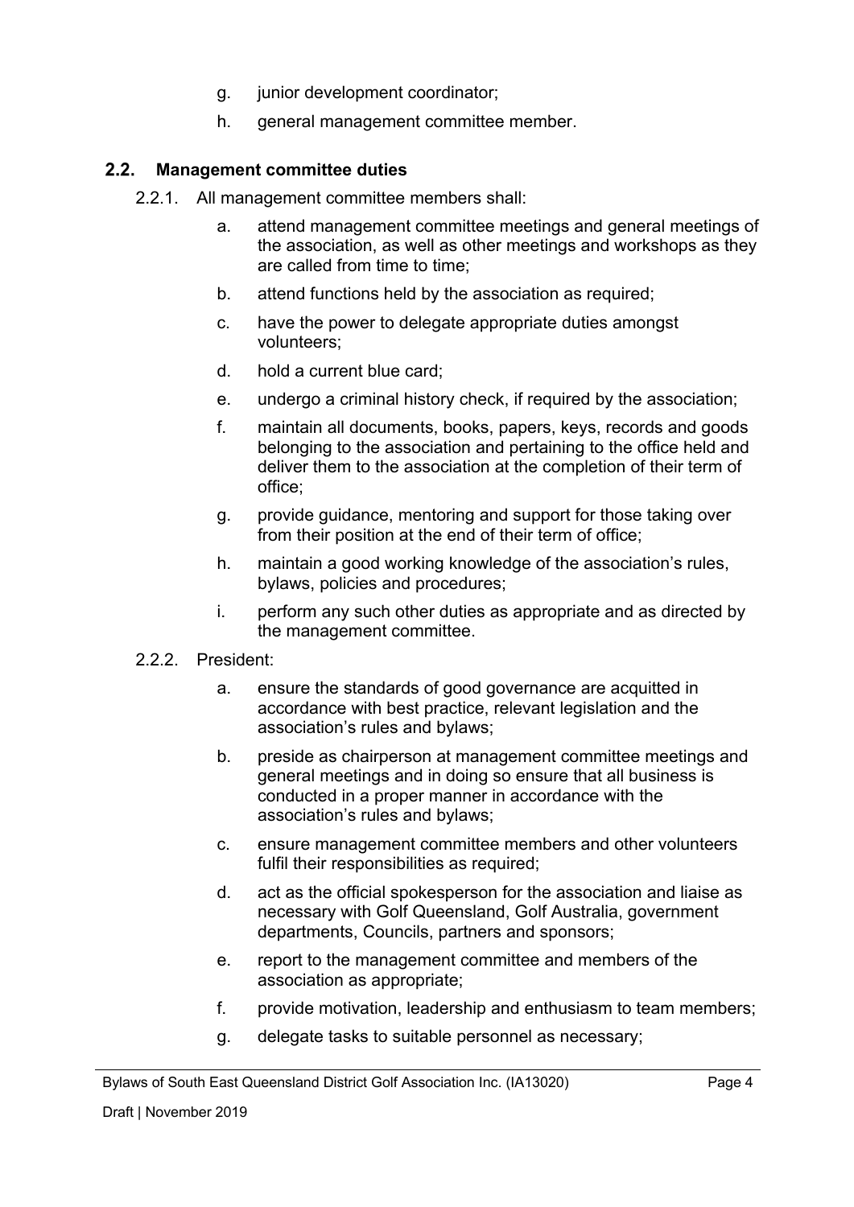g. junior development coordinator;

h. general management committee member.

## 2.2. Management committee duties

2.2.1. All management committee members shall:

a. attend management committee meetings and general meetings of the association, as well as other meetings and workshops as they are called from time to time;

b. attend functions held by the association as required;

c. have the power to delegate appropriate duties amongst volunteers;

d. hold a current blue card;

e. undergo a criminal history check, if required by the association;

f. maintain all documents, books, papers, keys, records and goods belonging to the association and pertaining to the office held and deliver them to the association at the completion of their term of office;

g. provide guidance, mentoring and support for those taking over from their position at the end of their term of office;

h. maintain a good working knowledge of the association's rules, bylaws, policies and procedures;

i. perform any such other duties as appropriate and as directed by the management committee.

2.2.2. President:

a. ensure the standards of good governance are acquitted in accordance with best practice, relevant legislation and the association's rules and bylaws;

b. preside as chairperson at management committee meetings and general meetings and in doing so ensure that all business is conducted in a proper manner in accordance with the association's rules and bylaws;

c. ensure management committee members and other volunteers fulfil their responsibilities as required;

d. act as the official spokesperson for the association and liaise as necessary with Golf Queensland, Golf Australia, government departments, Councils, partners and sponsors;

e. report to the management committee and members of the association as appropriate;

f. provide motivation, leadership and enthusiasm to team members;

g. delegate tasks to suitable personnel as necessary;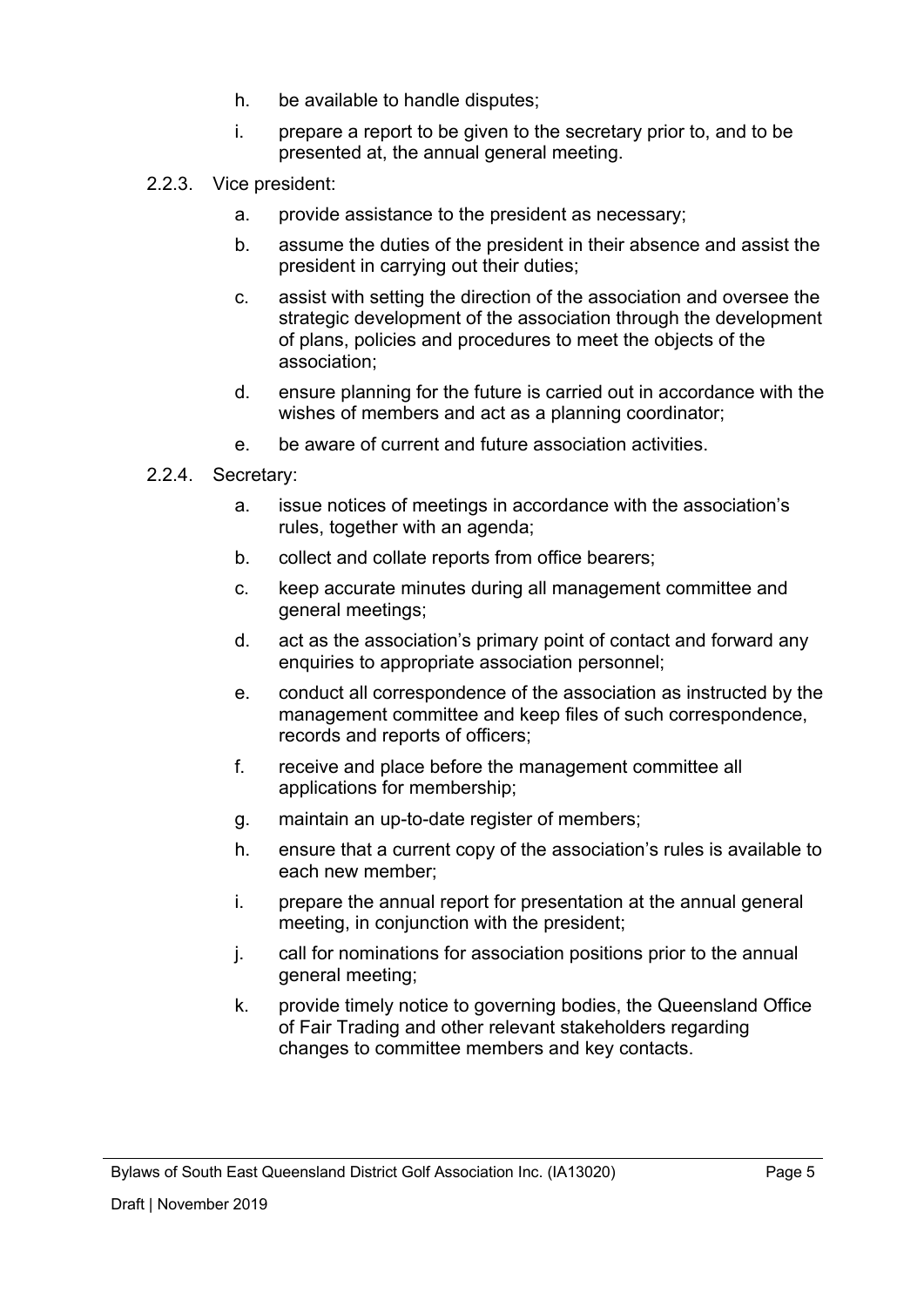h. be available to handle disputes;

i. prepare a report to be given to the secretary prior to, and to be presented at, the annual general meeting.

2.2.3. Vice president:

a. provide assistance to the president as necessary;

b. assume the duties of the president in their absence and assist the president in carrying out their duties;

c. assist with setting the direction of the association and oversee the strategic development of the association through the development of plans, policies and procedures to meet the objects of the association;

d. ensure planning for the future is carried out in accordance with the wishes of members and act as a planning coordinator;

e. be aware of current and future association activities.

2.2.4. Secretary:

a. issue notices of meetings in accordance with the association's rules, together with an agenda;

b. collect and collate reports from office bearers;

c. keep accurate minutes during all management committee and general meetings;

d. act as the association's primary point of contact and forward any enquiries to appropriate association personnel;

e. conduct all correspondence of the association as instructed by the management committee and keep files of such correspondence, records and reports of officers;

f. receive and place before the management committee all applications for membership;

g. maintain an up-to-date register of members;

h. ensure that a current copy of the association's rules is available to each new member;

i. prepare the annual report for presentation at the annual general meeting, in conjunction with the president;

j. call for nominations for association positions prior to the annual general meeting;

k. provide timely notice to governing bodies, the Queensland Office of Fair Trading and other relevant stakeholders regarding changes to committee members and key contacts.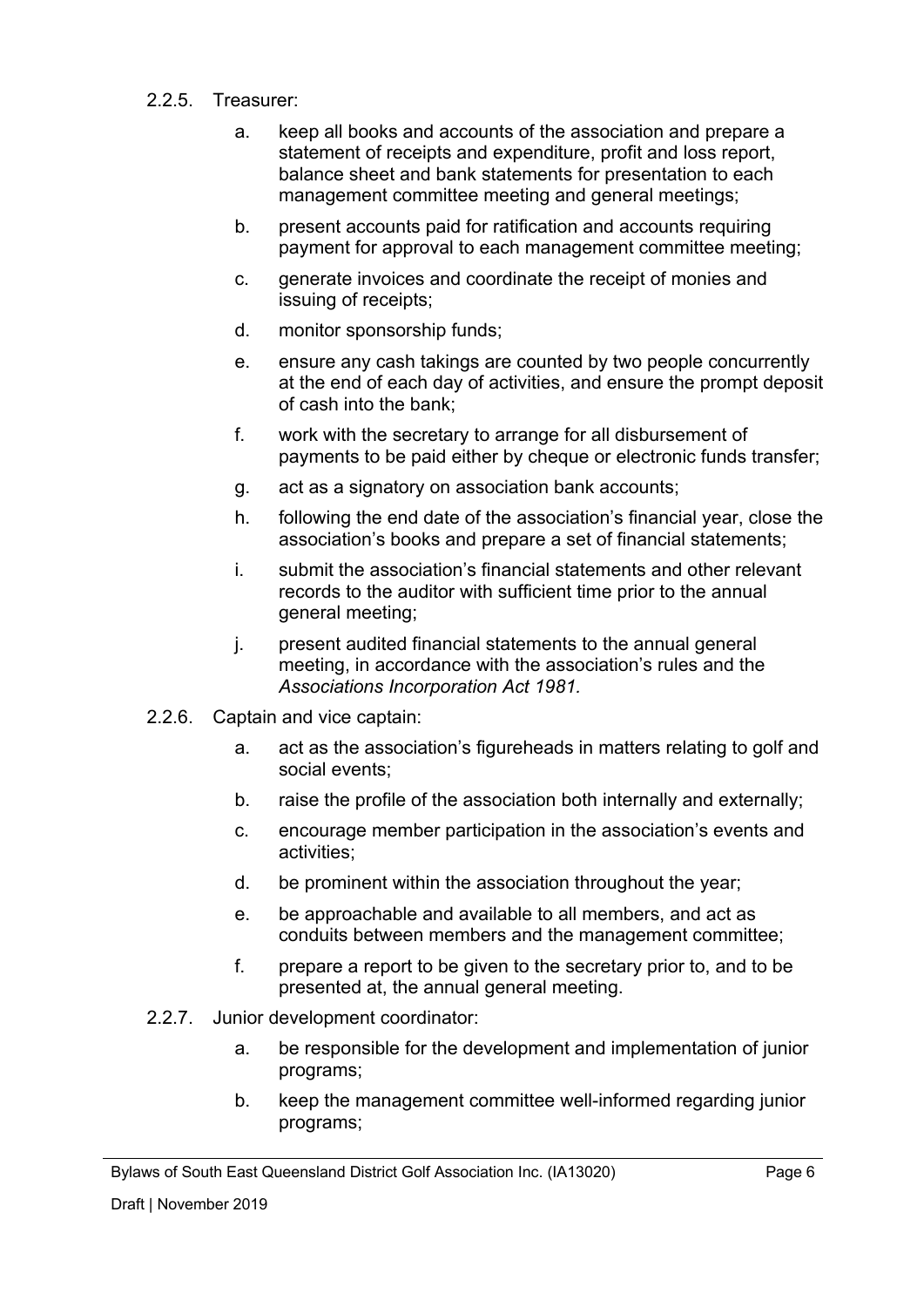2.2.5. Treasurer:

a. keep all books and accounts of the association and prepare a statement of receipts and expenditure, profit and loss report, balance sheet and bank statements for presentation to each management committee meeting and general meetings;

b. present accounts paid for ratification and accounts requiring payment for approval to each management committee meeting;

c. generate invoices and coordinate the receipt of monies and issuing of receipts;

d. monitor sponsorship funds;

e. ensure any cash takings are counted by two people concurrently at the end of each day of activities, and ensure the prompt deposit of cash into the bank;

f. work with the secretary to arrange for all disbursement of payments to be paid either by cheque or electronic funds transfer;

g. act as a signatory on association bank accounts;

h. following the end date of the association's financial year, close the association's books and prepare a set of financial statements;

i. submit the association's financial statements and other relevant records to the auditor with sufficient time prior to the annual general meeting;

j. present audited financial statements to the annual general meeting, in accordance with the association's rules and the *Associations Incorporation Act 1981.*

2.2.6. Captain and vice captain:

a. act as the association's figureheads in matters relating to golf and social events;

b. raise the profile of the association both internally and externally;

c. encourage member participation in the association's events and activities;

d. be prominent within the association throughout the year;

e. be approachable and available to all members, and act as conduits between members and the management committee;

f. prepare a report to be given to the secretary prior to, and to be presented at, the annual general meeting.

2.2.7. Junior development coordinator:

a. be responsible for the development and implementation of junior programs;

b. keep the management committee well-informed regarding junior programs;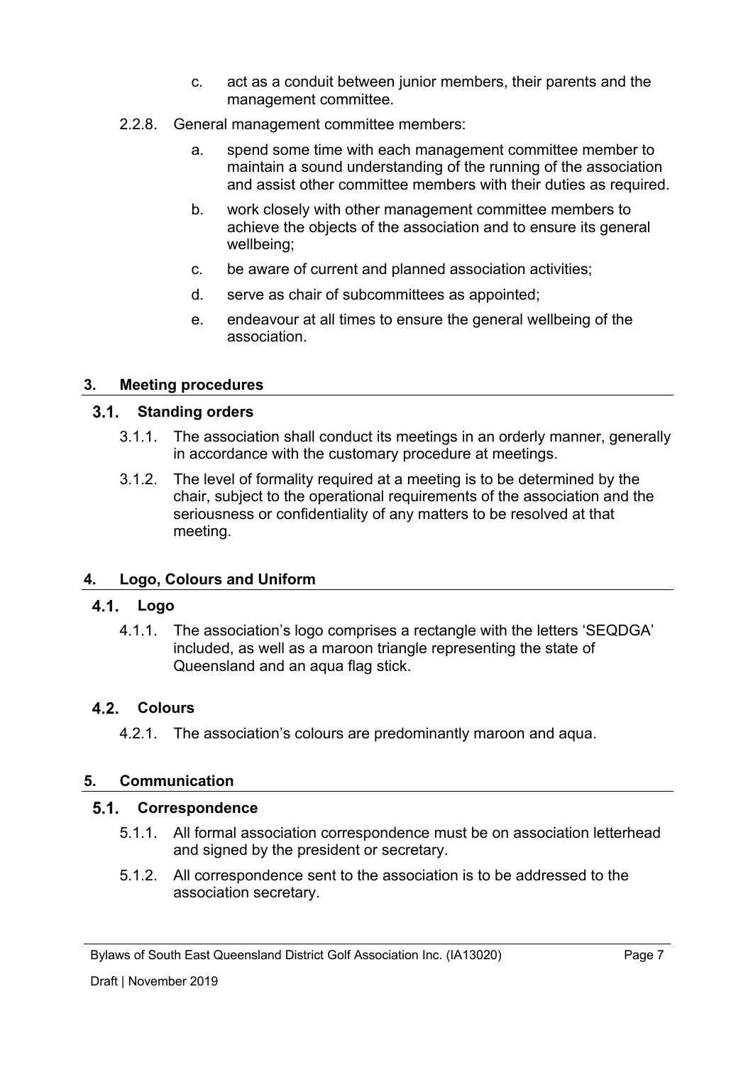c. act as a conduit between junior members, their parents and the management committee.

2.2.8. General management committee members:

a. spend some time with each management committee member to maintain a sound understanding of the running of the association and assist other committee members with their duties as required.

b. work closely with other management committee members to achieve the objects of the association and to ensure its general wellbeing;

c. be aware of current and planned association activities;

d. serve as chair of subcommittees as appointed;

e. endeavour at all times to ensure the general wellbeing of the association.

## 3. Meeting procedures

### 3.1. Standing orders

3.1.1. The association shall conduct its meetings in an orderly manner, generally in accordance with the customary procedure at meetings.

3.1.2. The level of formality required at a meeting is to be determined by the chair, subject to the operational requirements of the association and the seriousness or confidentiality of any matters to be resolved at that meeting.

## 4. Logo, Colours and Uniform

### 4.1. Logo

4.1.1. The association's logo comprises a rectangle with the letters 'SEQDGA' included, as well as a maroon triangle representing the state of Queensland and an aqua flag stick.

### 4.2. Colours

4.2.1. The association's colours are predominantly maroon and aqua.

## 5. Communication

### 5.1. Correspondence

5.1.1. All formal association correspondence must be on association letterhead and signed by the president or secretary.

5.1.2. All correspondence sent to the association is to be addressed to the association secretary.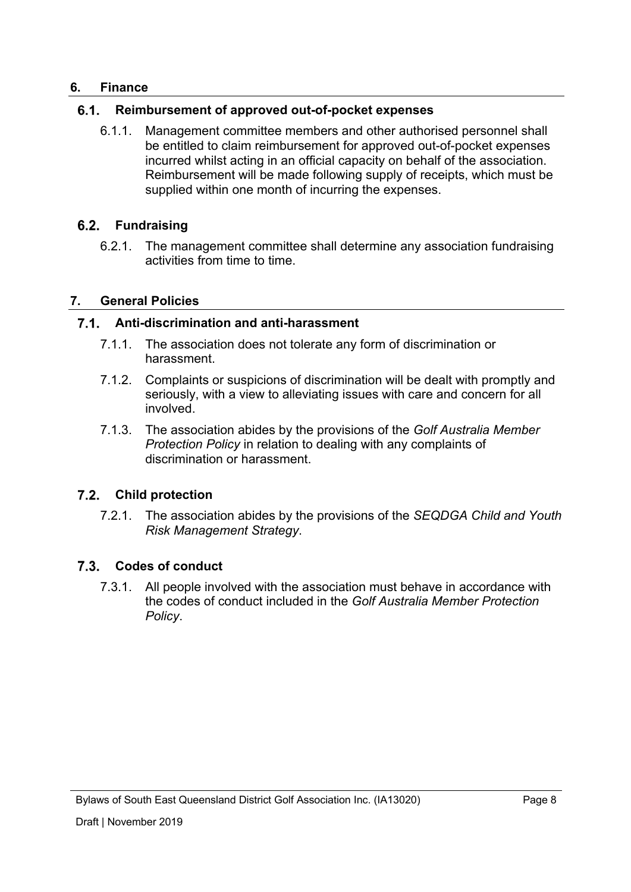## 6. Finance

### 6.1. Reimbursement of approved out-of-pocket expenses

6.1.1. Management committee members and other authorised personnel shall be entitled to claim reimbursement for approved out-of-pocket expenses incurred whilst acting in an official capacity on behalf of the association. Reimbursement will be made following supply of receipts, which must be supplied within one month of incurring the expenses.

### 6.2. Fundraising

6.2.1. The management committee shall determine any association fundraising activities from time to time.

## 7. General Policies

### 7.1. Anti-discrimination and anti-harassment

7.1.1. The association does not tolerate any form of discrimination or harassment.

7.1.2. Complaints or suspicions of discrimination will be dealt with promptly and seriously, with a view to alleviating issues with care and concern for all involved.

7.1.3. The association abides by the provisions of the *Golf Australia Member Protection Policy* in relation to dealing with any complaints of discrimination or harassment.

### 7.2. Child protection

7.2.1. The association abides by the provisions of the *SEQDGA Child and Youth Risk Management Strategy*.

### 7.3. Codes of conduct

7.3.1. All people involved with the association must behave in accordance with the codes of conduct included in the *Golf Australia Member Protection Policy*.